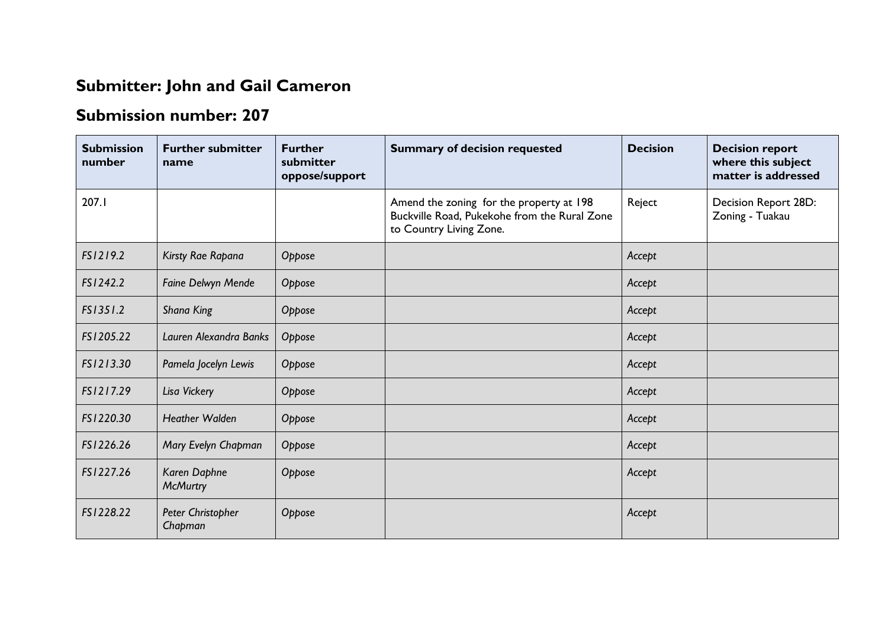## Submitter: John and Gail Cameron

## Submission number: 207

| Submission number | Further submitter name | Further submitter oppose/support | Summary of decision requested | Decision | Decision report where this subject matter is addressed |
|---|---|---|---|---|---|
| 207.1 | | | Amend the zoning for the property at 198 Buckville Road, Pukekohe from the Rural Zone to Country Living Zone. | Reject | Decision Report 28D: Zoning - Tuakau |
| *FS1219.2* | *Kirsty Rae Rapana* | *Oppose* | | *Accept* | |
| *FS1242.2* | *Faine Delwyn Mende* | *Oppose* | | *Accept* | |
| *FS1351.2* | *Shana King* | *Oppose* | | *Accept* | |
| *FS1205.22* | *Lauren Alexandra Banks* | *Oppose* | | *Accept* | |
| *FS1213.30* | *Pamela Jocelyn Lewis* | *Oppose* | | *Accept* | |
| *FS1217.29* | *Lisa Vickery* | *Oppose* | | *Accept* | |
| *FS1220.30* | *Heather Walden* | *Oppose* | | *Accept* | |
| *FS1226.26* | *Mary Evelyn Chapman* | *Oppose* | | *Accept* | |
| *FS1227.26* | *Karen Daphne McMurtry* | *Oppose* | | *Accept* | |
| *FS1228.22* | *Peter Christopher Chapman* | *Oppose* | | *Accept* | |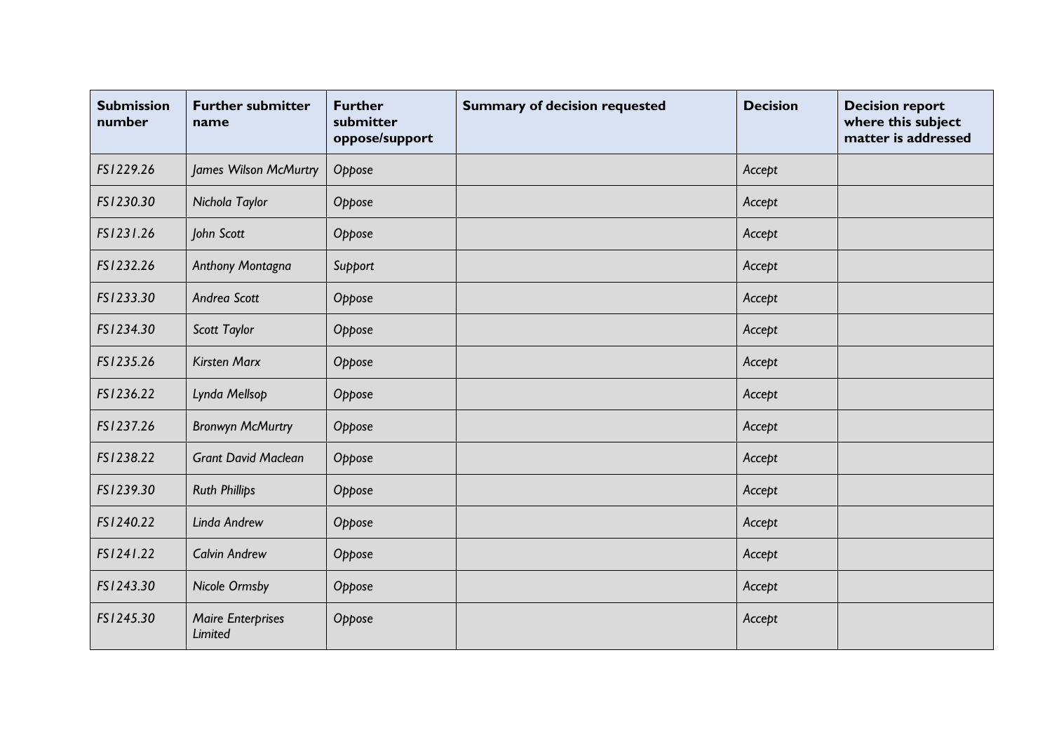| Submission number | Further submitter name | Further submitter oppose/support | Summary of decision requested | Decision | Decision report where this subject matter is addressed |
|---|---|---|---|---|---|
| *FS1229.26* | *James Wilson McMurtry* | *Oppose* | | *Accept* | |
| *FS1230.30* | *Nichola Taylor* | *Oppose* | | *Accept* | |
| *FS1231.26* | *John Scott* | *Oppose* | | *Accept* | |
| *FS1232.26* | *Anthony Montagna* | *Support* | | *Accept* | |
| *FS1233.30* | *Andrea Scott* | *Oppose* | | *Accept* | |
| *FS1234.30* | *Scott Taylor* | *Oppose* | | *Accept* | |
| *FS1235.26* | *Kirsten Marx* | *Oppose* | | *Accept* | |
| *FS1236.22* | *Lynda Mellsop* | *Oppose* | | *Accept* | |
| *FS1237.26* | *Bronwyn McMurtry* | *Oppose* | | *Accept* | |
| *FS1238.22* | *Grant David Maclean* | *Oppose* | | *Accept* | |
| *FS1239.30* | *Ruth Phillips* | *Oppose* | | *Accept* | |
| *FS1240.22* | *Linda Andrew* | *Oppose* | | *Accept* | |
| *FS1241.22* | *Calvin Andrew* | *Oppose* | | *Accept* | |
| *FS1243.30* | *Nicole Ormsby* | *Oppose* | | *Accept* | |
| *FS1245.30* | *Maire Enterprises Limited* | *Oppose* | | *Accept* | |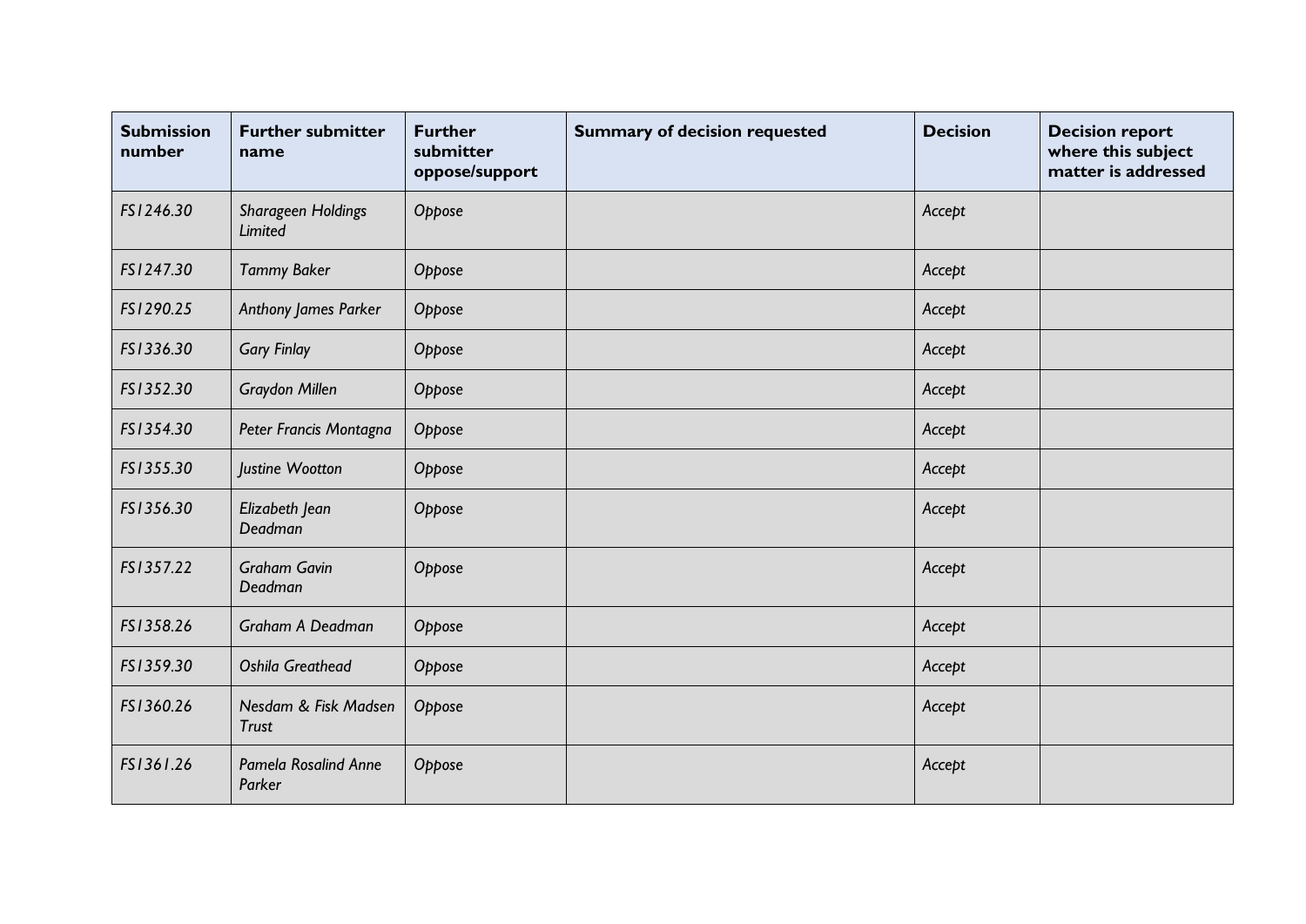| Submission number | Further submitter name | Further submitter oppose/support | Summary of decision requested | Decision | Decision report where this subject matter is addressed |
|---|---|---|---|---|---|
| *FS1246.30* | *Sharageen Holdings Limited* | *Oppose* | | *Accept* | |
| *FS1247.30* | *Tammy Baker* | *Oppose* | | *Accept* | |
| *FS1290.25* | *Anthony James Parker* | *Oppose* | | *Accept* | |
| *FS1336.30* | *Gary Finlay* | *Oppose* | | *Accept* | |
| *FS1352.30* | *Graydon Millen* | *Oppose* | | *Accept* | |
| *FS1354.30* | *Peter Francis Montagna* | *Oppose* | | *Accept* | |
| *FS1355.30* | *Justine Wootton* | *Oppose* | | *Accept* | |
| *FS1356.30* | *Elizabeth Jean Deadman* | *Oppose* | | *Accept* | |
| *FS1357.22* | *Graham Gavin Deadman* | *Oppose* | | *Accept* | |
| *FS1358.26* | *Graham A Deadman* | *Oppose* | | *Accept* | |
| *FS1359.30* | *Oshila Greathead* | *Oppose* | | *Accept* | |
| *FS1360.26* | *Nesdam & Fisk Madsen Trust* | *Oppose* | | *Accept* | |
| *FS1361.26* | *Pamela Rosalind Anne Parker* | *Oppose* | | *Accept* | |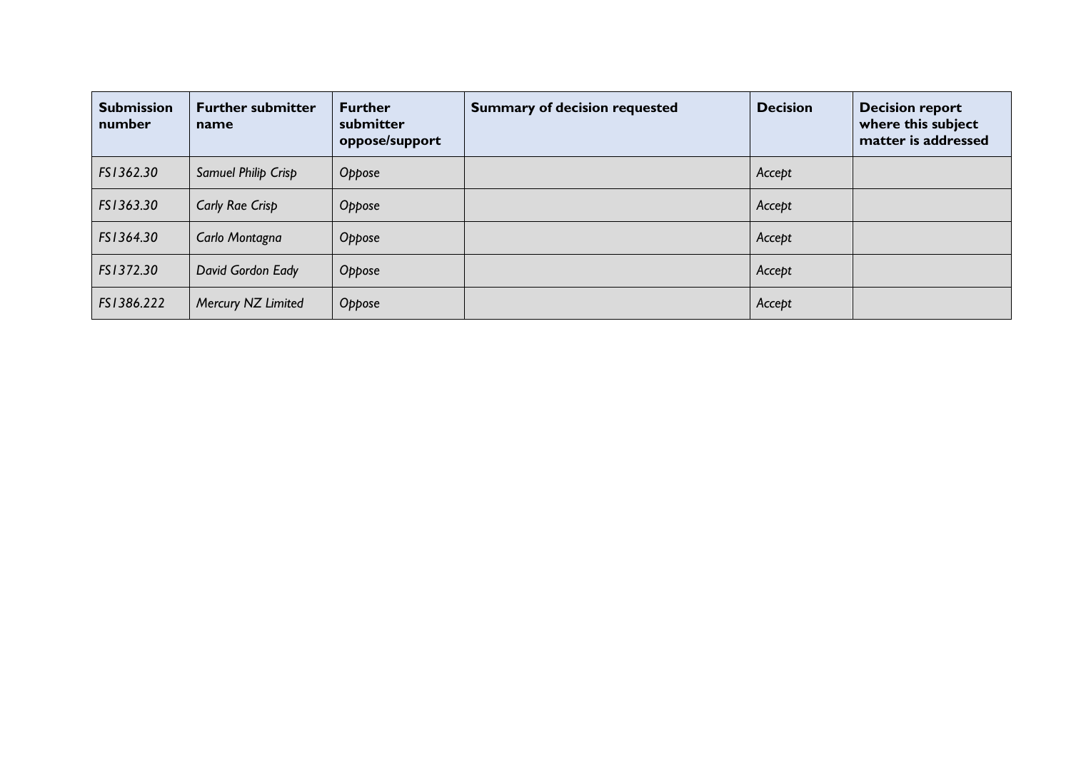| Submission number | Further submitter name | Further submitter oppose/support | Summary of decision requested | Decision | Decision report where this subject matter is addressed |
|---|---|---|---|---|---|
| *FS1362.30* | *Samuel Philip Crisp* | *Oppose* | | *Accept* | |
| *FS1363.30* | *Carly Rae Crisp* | *Oppose* | | *Accept* | |
| *FS1364.30* | *Carlo Montagna* | *Oppose* | | *Accept* | |
| *FS1372.30* | *David Gordon Eady* | *Oppose* | | *Accept* | |
| *FS1386.222* | *Mercury NZ Limited* | *Oppose* | | *Accept* | |